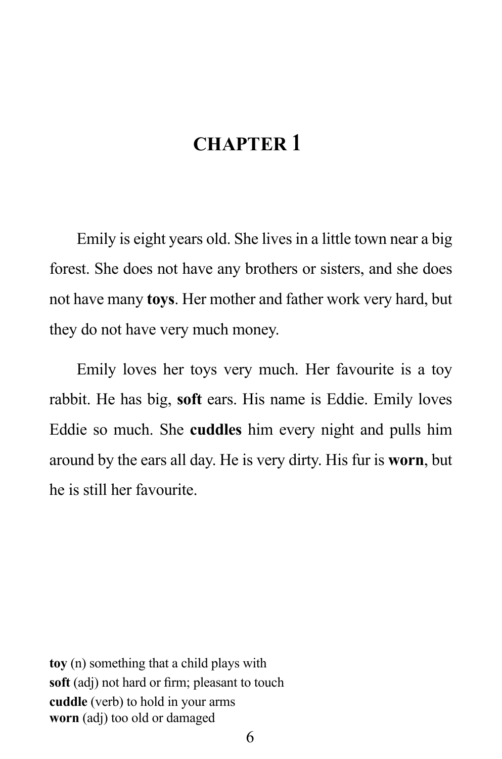# CHAPTER 1

Emily is eight years old. She lives in a little town near a big forest. She does not have any brothers or sisters, and she does not have many **toys**. Her mother and father work very hard, but they do not have very much money.

Emily loves her toys very much. Her favourite is a toy rabbit. He has big, **soft** ears. His name is Eddie. Emily loves Eddie so much. She **cuddles** him every night and pulls him around by the ears all day. He is very dirty. His fur is **worn**, but he is still her favourite.

**toy** (n) something that a child plays with
**soft** (adj) not hard or firm; pleasant to touch
**cuddle** (verb) to hold in your arms
**worn** (adj) too old or damaged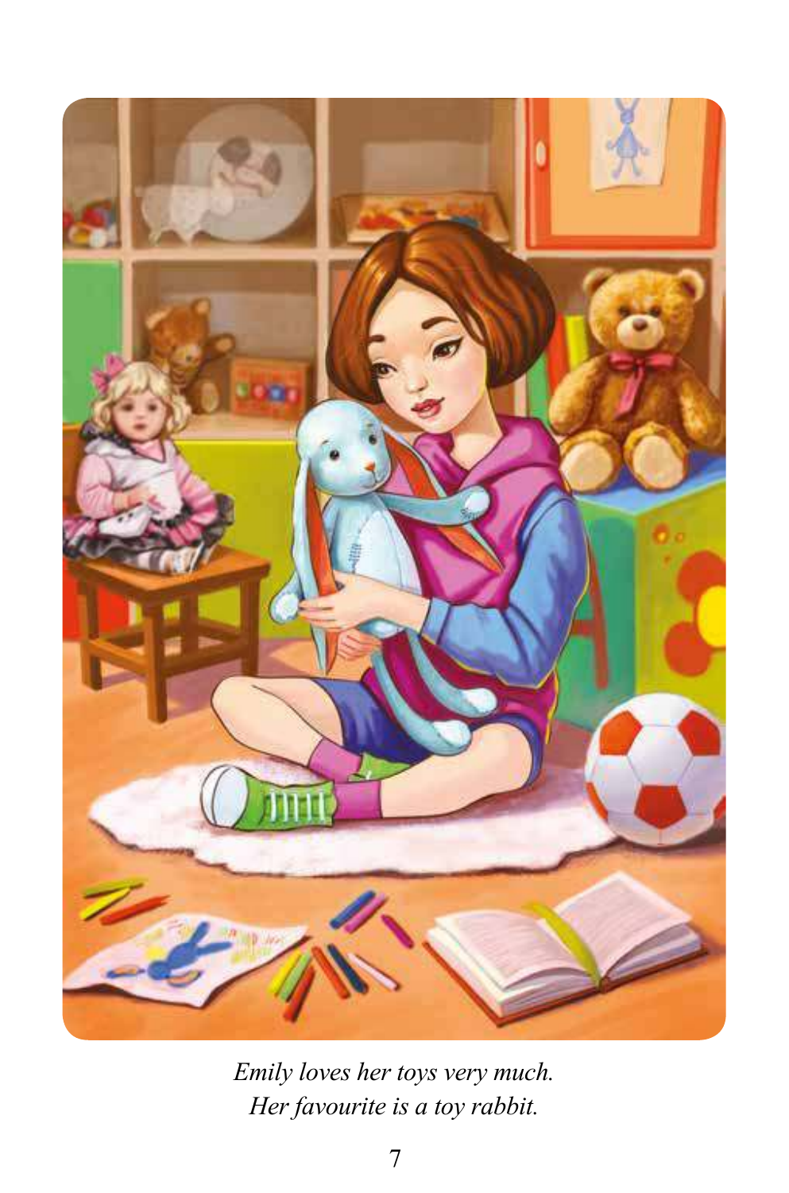*Emily loves her toys very much.*
*Her favourite is a toy rabbit.*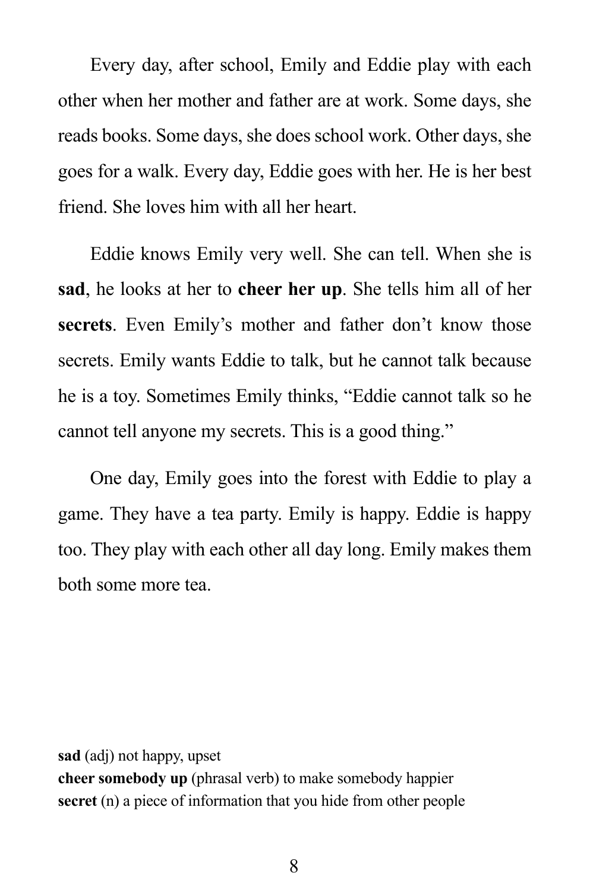Every day, after school, Emily and Eddie play with each other when her mother and father are at work. Some days, she reads books. Some days, she does school work. Other days, she goes for a walk. Every day, Eddie goes with her. He is her best friend. She loves him with all her heart.

Eddie knows Emily very well. She can tell. When she is **sad**, he looks at her to **cheer her up**. She tells him all of her **secrets**. Even Emily's mother and father don't know those secrets. Emily wants Eddie to talk, but he cannot talk because he is a toy. Sometimes Emily thinks, "Eddie cannot talk so he cannot tell anyone my secrets. This is a good thing."

One day, Emily goes into the forest with Eddie to play a game. They have a tea party. Emily is happy. Eddie is happy too. They play with each other all day long. Emily makes them both some more tea.

**sad** (adj) not happy, upset
**cheer somebody up** (phrasal verb) to make somebody happier
**secret** (n) a piece of information that you hide from other people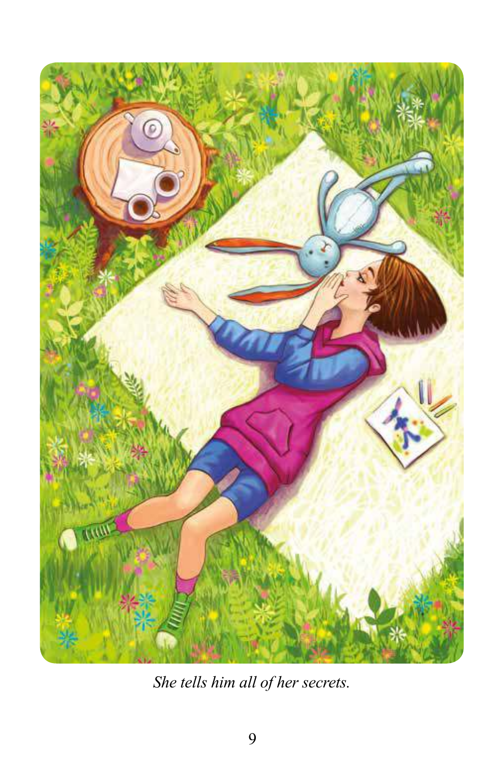*She tells him all of her secrets.*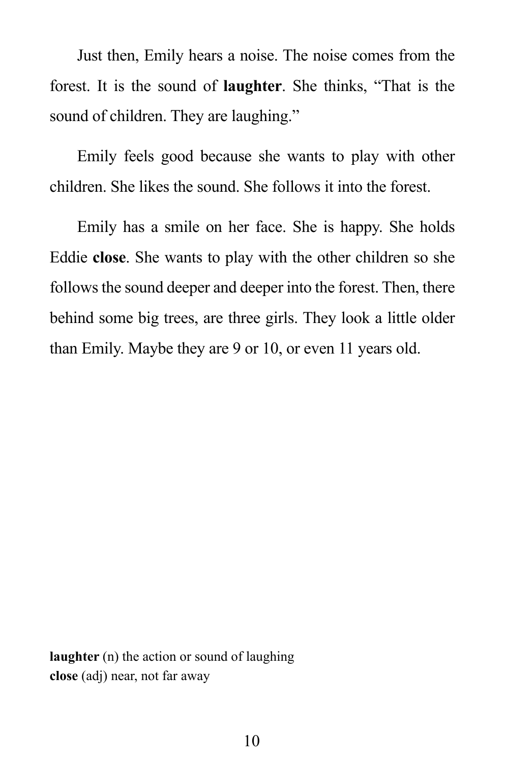Just then, Emily hears a noise. The noise comes from the forest. It is the sound of **laughter**. She thinks, “That is the sound of children. They are laughing.”

Emily feels good because she wants to play with other children. She likes the sound. She follows it into the forest.

Emily has a smile on her face. She is happy. She holds Eddie **close**. She wants to play with the other children so she follows the sound deeper and deeper into the forest. Then, there behind some big trees, are three girls. They look a little older than Emily. Maybe they are 9 or 10, or even 11 years old.

**laughter** (n) the action or sound of laughing
**close** (adj) near, not far away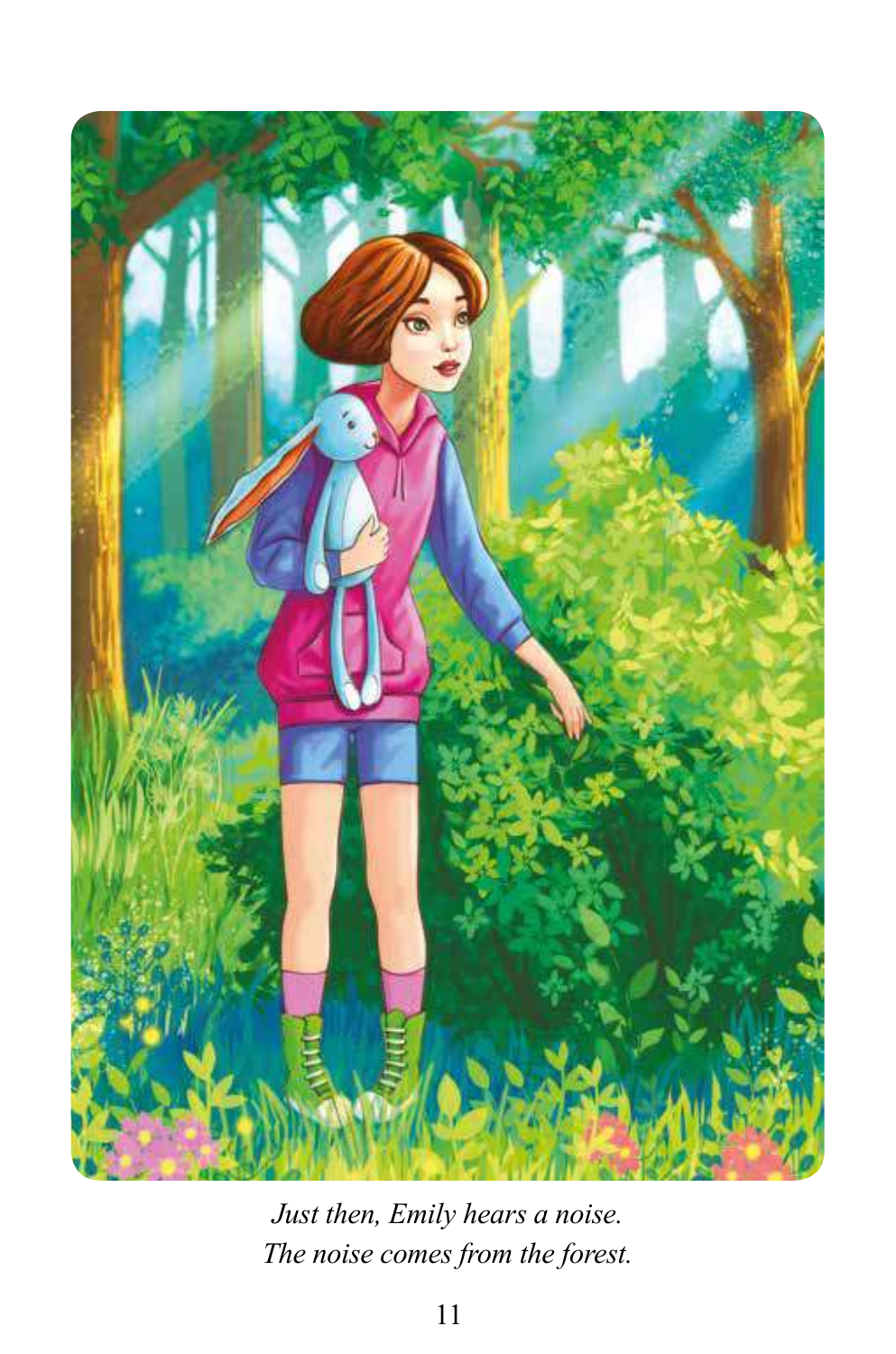*Just then, Emily hears a noise.*
*The noise comes from the forest.*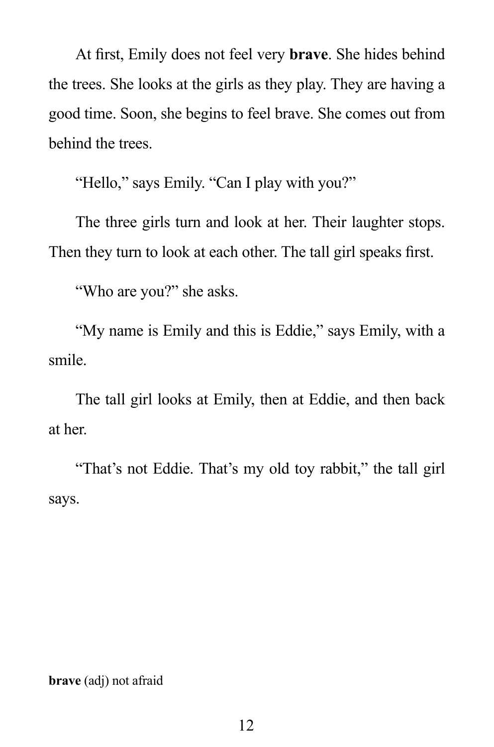At first, Emily does not feel very **brave**. She hides behind the trees. She looks at the girls as they play. They are having a good time. Soon, she begins to feel brave. She comes out from behind the trees.

"Hello," says Emily. "Can I play with you?"

The three girls turn and look at her. Their laughter stops. Then they turn to look at each other. The tall girl speaks first.

"Who are you?" she asks.

"My name is Emily and this is Eddie," says Emily, with a smile.

The tall girl looks at Emily, then at Eddie, and then back at her.

"That's not Eddie. That's my old toy rabbit," the tall girl says.

**brave** (adj) not afraid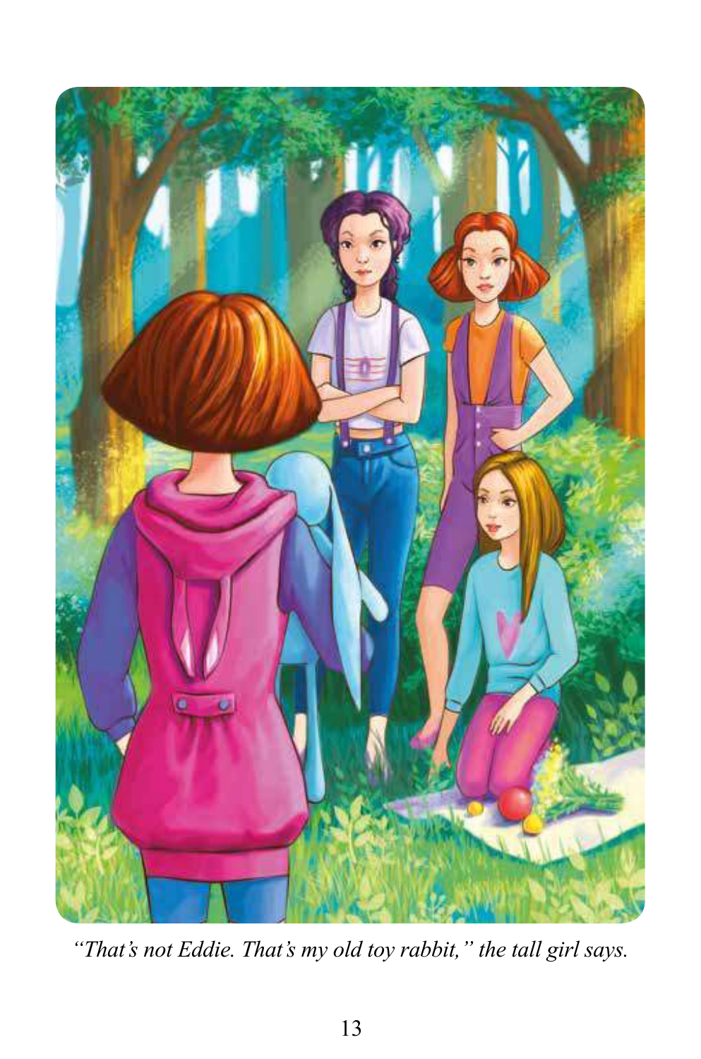*"That's not Eddie. That's my old toy rabbit," the tall girl says.*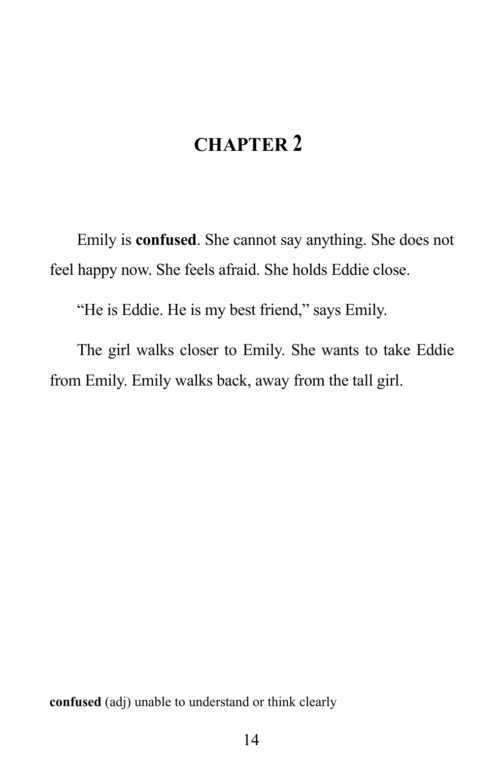## CHAPTER 2

Emily is **confused**. She cannot say anything. She does not feel happy now. She feels afraid. She holds Eddie close.

"He is Eddie. He is my best friend," says Emily.

The girl walks closer to Emily. She wants to take Eddie from Emily. Emily walks back, away from the tall girl.

**confused** (adj) unable to understand or think clearly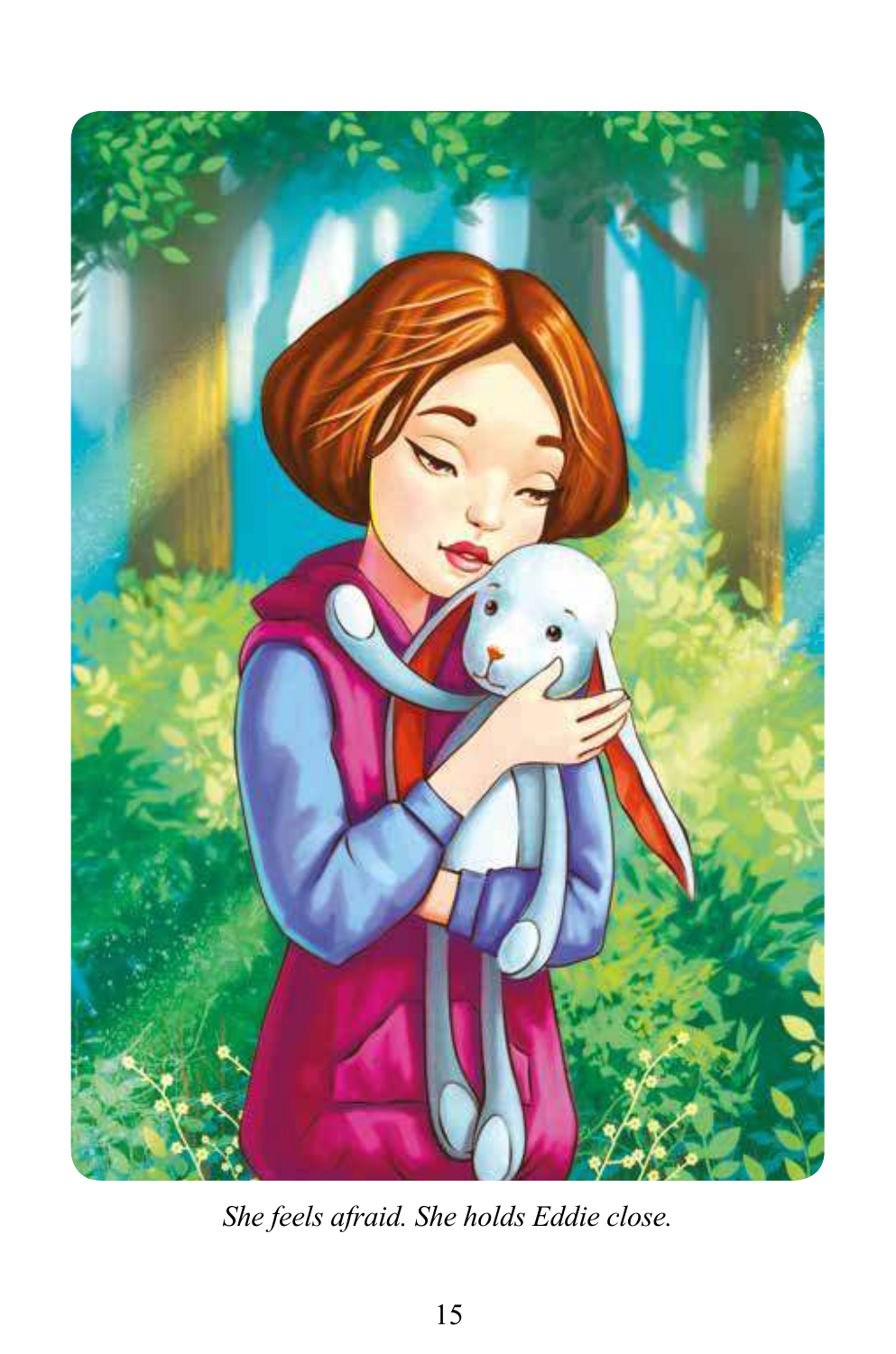*She feels afraid. She holds Eddie close.*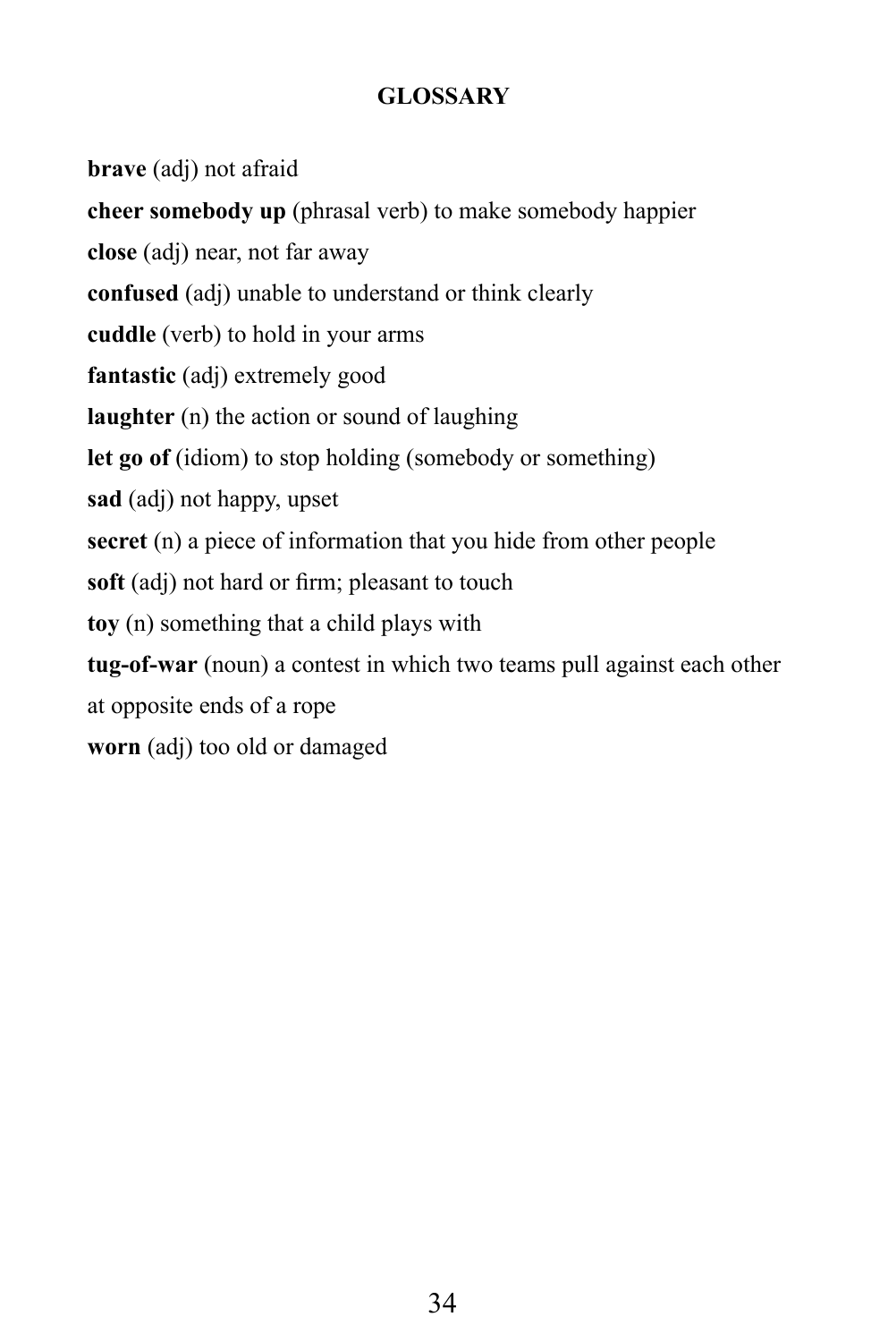# GLOSSARY

**brave** (adj) not afraid

**cheer somebody up** (phrasal verb) to make somebody happier

**close** (adj) near, not far away

**confused** (adj) unable to understand or think clearly

**cuddle** (verb) to hold in your arms

**fantastic** (adj) extremely good

**laughter** (n) the action or sound of laughing

**let go of** (idiom) to stop holding (somebody or something)

**sad** (adj) not happy, upset

**secret** (n) a piece of information that you hide from other people

**soft** (adj) not hard or firm; pleasant to touch

**toy** (n) something that a child plays with

**tug-of-war** (noun) a contest in which two teams pull against each other at opposite ends of a rope

**worn** (adj) too old or damaged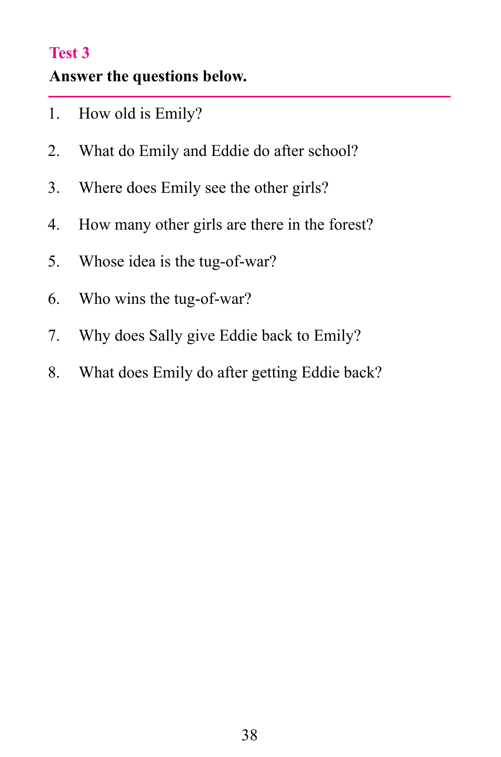## Test 3

**Answer the questions below.**

1. How old is Emily?
2. What do Emily and Eddie do after school?
3. Where does Emily see the other girls?
4. How many other girls are there in the forest?
5. Whose idea is the tug-of-war?
6. Who wins the tug-of-war?
7. Why does Sally give Eddie back to Emily?
8. What does Emily do after getting Eddie back?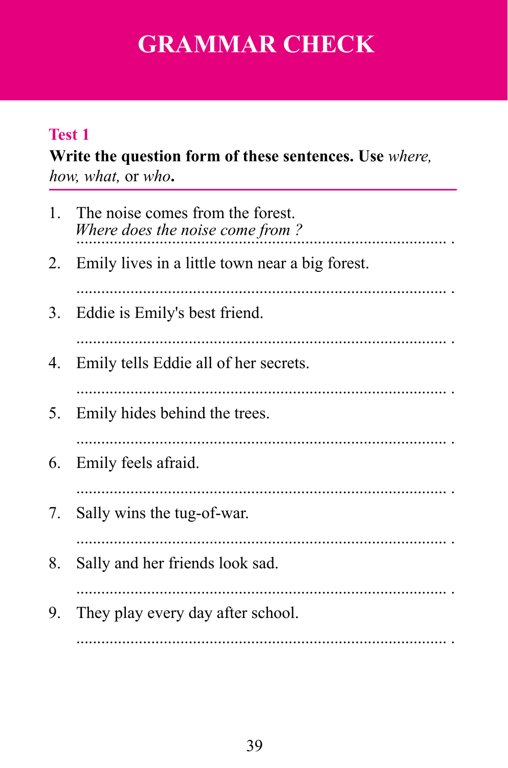# GRAMMAR CHECK

## Test 1

**Write the question form of these sentences. Use** *where, how, what,* **or** *who***.**

1. The noise comes from the forest.
   *Where does the noise come from ?*
2. Emily lives in a little town near a big forest.
   ............................................................................................ .
3. Eddie is Emily's best friend.
   ............................................................................................ .
4. Emily tells Eddie all of her secrets.
   ............................................................................................ .
5. Emily hides behind the trees.
   ............................................................................................ .
6. Emily feels afraid.
   ............................................................................................ .
7. Sally wins the tug-of-war.
   ............................................................................................ .
8. Sally and her friends look sad.
   ............................................................................................ .
9. They play every day after school.
   ............................................................................................ .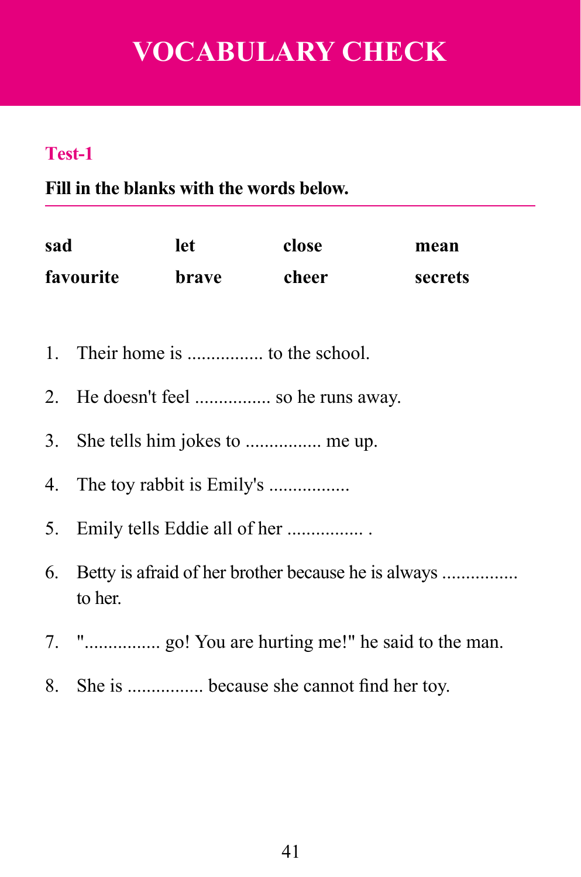# VOCABULARY CHECK

## Test-1

**Fill in the blanks with the words below.**

| | | | |
|---|---|---|---|
| **sad** | **let** | **close** | **mean** |
| **favourite** | **brave** | **cheer** | **secrets** |

1. Their home is ................ to the school.
2. He doesn't feel ................ so he runs away.
3. She tells him jokes to ................ me up.
4. The toy rabbit is Emily's ................
5. Emily tells Eddie all of her ................ .
6. Betty is afraid of her brother because he is always ................ to her.
7. "................ go! You are hurting me!" he said to the man.
8. She is ................ because she cannot find her toy.